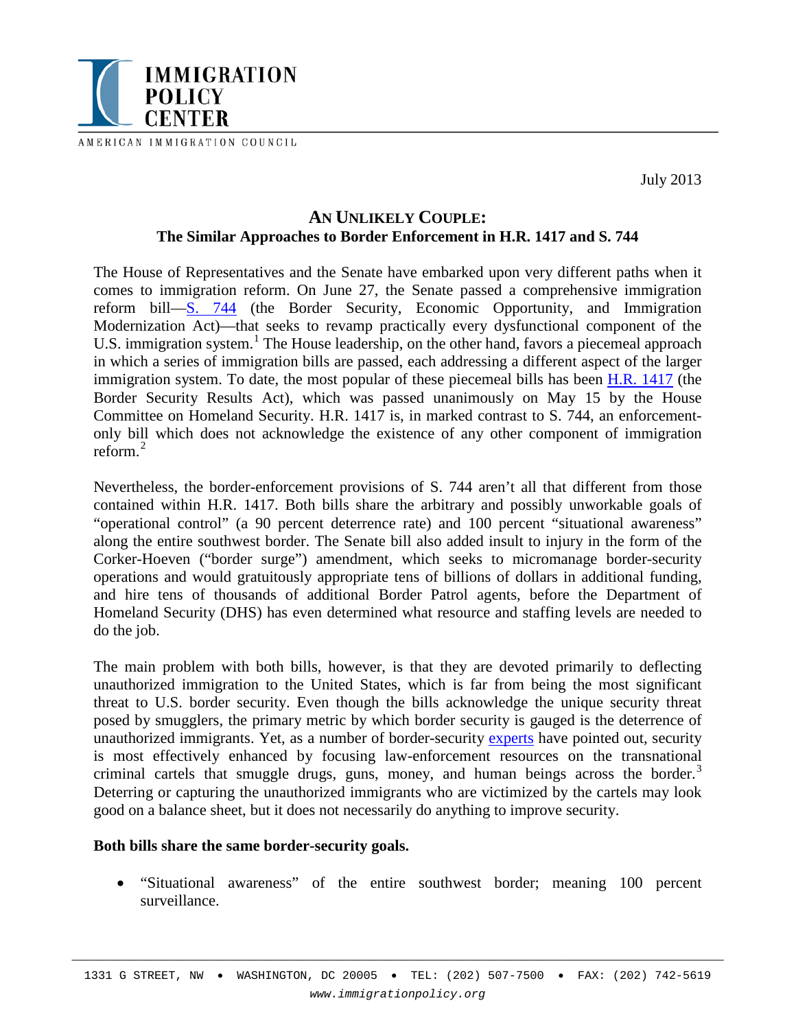IMMIGRATION POLICY CENTER

AMERICAN IMMIGRATION COUNCIL

July 2013

## AN UNLIKELY COUPLE:
## The Similar Approaches to Border Enforcement in H.R. 1417 and S. 744

The House of Representatives and the Senate have embarked upon very different paths when it comes to immigration reform. On June 27, the Senate passed a comprehensive immigration reform bill—S. 744 (the Border Security, Economic Opportunity, and Immigration Modernization Act)—that seeks to revamp practically every dysfunctional component of the U.S. immigration system.[1] The House leadership, on the other hand, favors a piecemeal approach in which a series of immigration bills are passed, each addressing a different aspect of the larger immigration system. To date, the most popular of these piecemeal bills has been H.R. 1417 (the Border Security Results Act), which was passed unanimously on May 15 by the House Committee on Homeland Security. H.R. 1417 is, in marked contrast to S. 744, an enforcement-only bill which does not acknowledge the existence of any other component of immigration reform.[2]

Nevertheless, the border-enforcement provisions of S. 744 aren't all that different from those contained within H.R. 1417. Both bills share the arbitrary and possibly unworkable goals of "operational control" (a 90 percent deterrence rate) and 100 percent "situational awareness" along the entire southwest border. The Senate bill also added insult to injury in the form of the Corker-Hoeven ("border surge") amendment, which seeks to micromanage border-security operations and would gratuitously appropriate tens of billions of dollars in additional funding, and hire tens of thousands of additional Border Patrol agents, before the Department of Homeland Security (DHS) has even determined what resource and staffing levels are needed to do the job.

The main problem with both bills, however, is that they are devoted primarily to deflecting unauthorized immigration to the United States, which is far from being the most significant threat to U.S. border security. Even though the bills acknowledge the unique security threat posed by smugglers, the primary metric by which border security is gauged is the deterrence of unauthorized immigrants. Yet, as a number of border-security experts have pointed out, security is most effectively enhanced by focusing law-enforcement resources on the transnational criminal cartels that smuggle drugs, guns, money, and human beings across the border.[3] Deterring or capturing the unauthorized immigrants who are victimized by the cartels may look good on a balance sheet, but it does not necessarily do anything to improve security.

**Both bills share the same border-security goals.**

- "Situational awareness" of the entire southwest border; meaning 100 percent surveillance.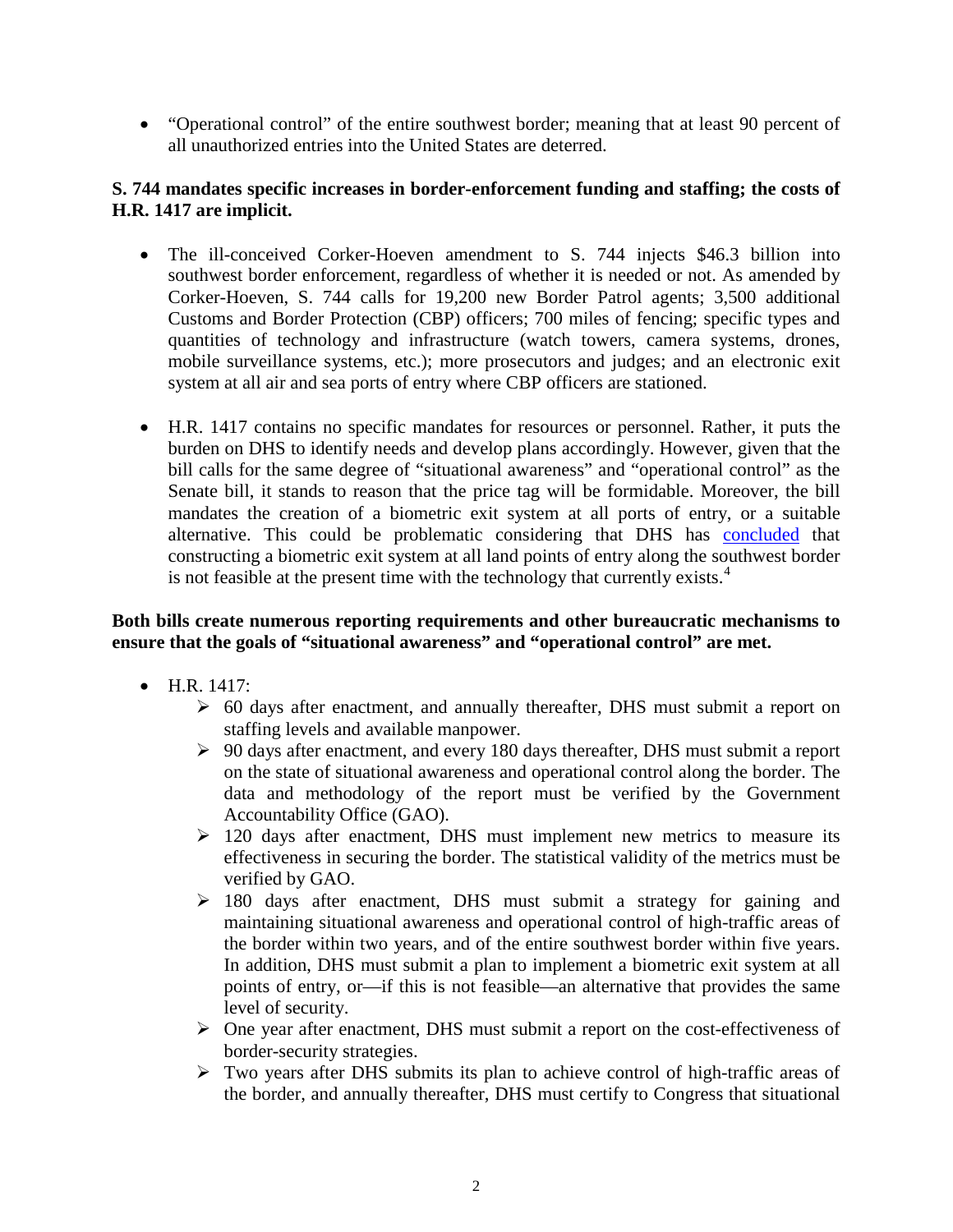- "Operational control" of the entire southwest border; meaning that at least 90 percent of all unauthorized entries into the United States are deterred.

**S. 744 mandates specific increases in border-enforcement funding and staffing; the costs of H.R. 1417 are implicit.**

- The ill-conceived Corker-Hoeven amendment to S. 744 injects $46.3 billion into southwest border enforcement, regardless of whether it is needed or not. As amended by Corker-Hoeven, S. 744 calls for 19,200 new Border Patrol agents; 3,500 additional Customs and Border Protection (CBP) officers; 700 miles of fencing; specific types and quantities of technology and infrastructure (watch towers, camera systems, drones, mobile surveillance systems, etc.); more prosecutors and judges; and an electronic exit system at all air and sea ports of entry where CBP officers are stationed.

- H.R. 1417 contains no specific mandates for resources or personnel. Rather, it puts the burden on DHS to identify needs and develop plans accordingly. However, given that the bill calls for the same degree of "situational awareness" and "operational control" as the Senate bill, it stands to reason that the price tag will be formidable. Moreover, the bill mandates the creation of a biometric exit system at all ports of entry, or a suitable alternative. This could be problematic considering that DHS has concluded that constructing a biometric exit system at all land points of entry along the southwest border is not feasible at the present time with the technology that currently exists.[4]

**Both bills create numerous reporting requirements and other bureaucratic mechanisms to ensure that the goals of "situational awareness" and "operational control" are met.**

- H.R. 1417:
  - 60 days after enactment, and annually thereafter, DHS must submit a report on staffing levels and available manpower.
  - 90 days after enactment, and every 180 days thereafter, DHS must submit a report on the state of situational awareness and operational control along the border. The data and methodology of the report must be verified by the Government Accountability Office (GAO).
  - 120 days after enactment, DHS must implement new metrics to measure its effectiveness in securing the border. The statistical validity of the metrics must be verified by GAO.
  - 180 days after enactment, DHS must submit a strategy for gaining and maintaining situational awareness and operational control of high-traffic areas of the border within two years, and of the entire southwest border within five years. In addition, DHS must submit a plan to implement a biometric exit system at all points of entry, or—if this is not feasible—an alternative that provides the same level of security.
  - One year after enactment, DHS must submit a report on the cost-effectiveness of border-security strategies.
  - Two years after DHS submits its plan to achieve control of high-traffic areas of the border, and annually thereafter, DHS must certify to Congress that situational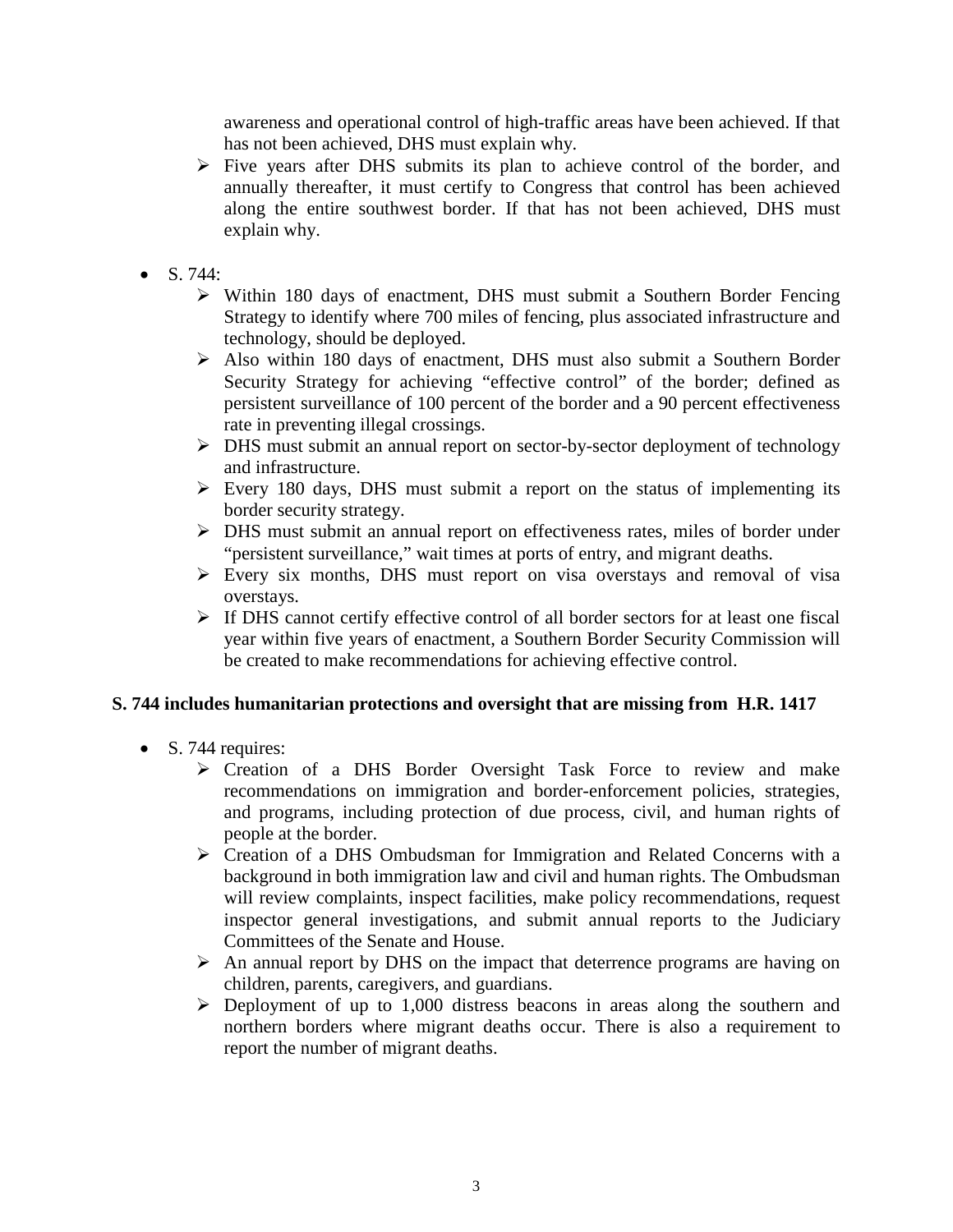awareness and operational control of high-traffic areas have been achieved. If that has not been achieved, DHS must explain why.

- Five years after DHS submits its plan to achieve control of the border, and annually thereafter, it must certify to Congress that control has been achieved along the entire southwest border. If that has not been achieved, DHS must explain why.

- S. 744:
  - Within 180 days of enactment, DHS must submit a Southern Border Fencing Strategy to identify where 700 miles of fencing, plus associated infrastructure and technology, should be deployed.
  - Also within 180 days of enactment, DHS must also submit a Southern Border Security Strategy for achieving "effective control" of the border; defined as persistent surveillance of 100 percent of the border and a 90 percent effectiveness rate in preventing illegal crossings.
  - DHS must submit an annual report on sector-by-sector deployment of technology and infrastructure.
  - Every 180 days, DHS must submit a report on the status of implementing its border security strategy.
  - DHS must submit an annual report on effectiveness rates, miles of border under "persistent surveillance," wait times at ports of entry, and migrant deaths.
  - Every six months, DHS must report on visa overstays and removal of visa overstays.
  - If DHS cannot certify effective control of all border sectors for at least one fiscal year within five years of enactment, a Southern Border Security Commission will be created to make recommendations for achieving effective control.

**S. 744 includes humanitarian protections and oversight that are missing from H.R. 1417**

- S. 744 requires:
  - Creation of a DHS Border Oversight Task Force to review and make recommendations on immigration and border-enforcement policies, strategies, and programs, including protection of due process, civil, and human rights of people at the border.
  - Creation of a DHS Ombudsman for Immigration and Related Concerns with a background in both immigration law and civil and human rights. The Ombudsman will review complaints, inspect facilities, make policy recommendations, request inspector general investigations, and submit annual reports to the Judiciary Committees of the Senate and House.
  - An annual report by DHS on the impact that deterrence programs are having on children, parents, caregivers, and guardians.
  - Deployment of up to 1,000 distress beacons in areas along the southern and northern borders where migrant deaths occur. There is also a requirement to report the number of migrant deaths.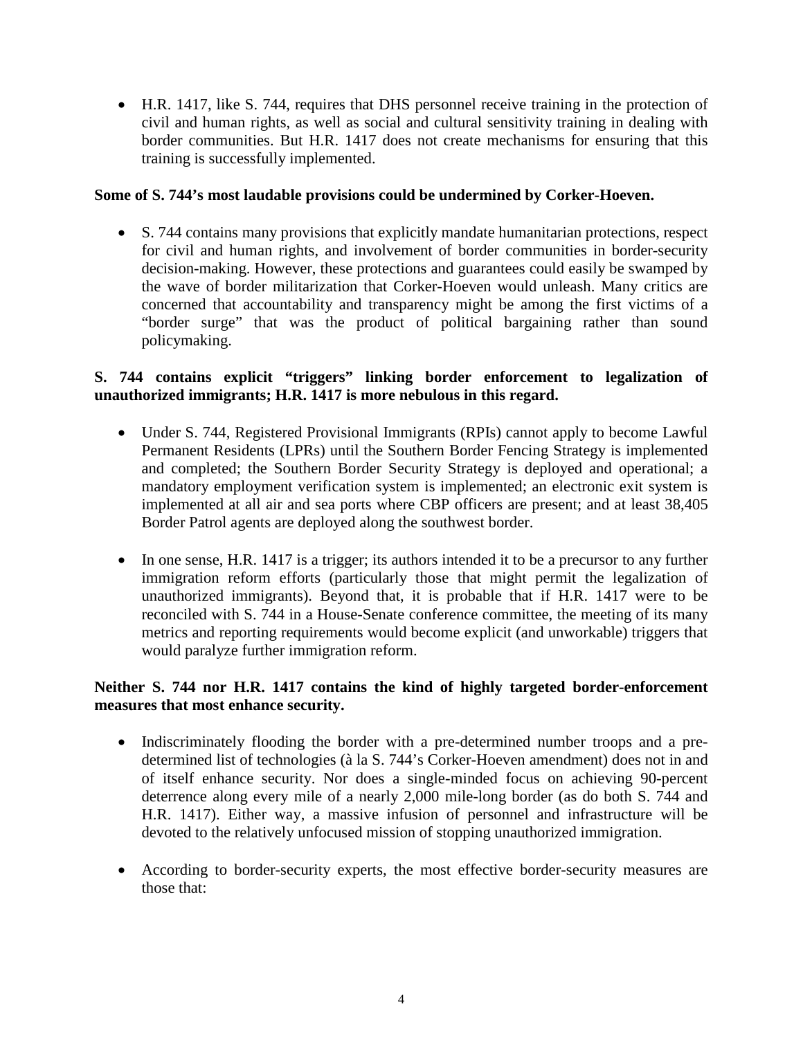- H.R. 1417, like S. 744, requires that DHS personnel receive training in the protection of civil and human rights, as well as social and cultural sensitivity training in dealing with border communities. But H.R. 1417 does not create mechanisms for ensuring that this training is successfully implemented.

**Some of S. 744's most laudable provisions could be undermined by Corker-Hoeven.**

- S. 744 contains many provisions that explicitly mandate humanitarian protections, respect for civil and human rights, and involvement of border communities in border-security decision-making. However, these protections and guarantees could easily be swamped by the wave of border militarization that Corker-Hoeven would unleash. Many critics are concerned that accountability and transparency might be among the first victims of a "border surge" that was the product of political bargaining rather than sound policymaking.

**S. 744 contains explicit "triggers" linking border enforcement to legalization of unauthorized immigrants; H.R. 1417 is more nebulous in this regard.**

- Under S. 744, Registered Provisional Immigrants (RPIs) cannot apply to become Lawful Permanent Residents (LPRs) until the Southern Border Fencing Strategy is implemented and completed; the Southern Border Security Strategy is deployed and operational; a mandatory employment verification system is implemented; an electronic exit system is implemented at all air and sea ports where CBP officers are present; and at least 38,405 Border Patrol agents are deployed along the southwest border.

- In one sense, H.R. 1417 is a trigger; its authors intended it to be a precursor to any further immigration reform efforts (particularly those that might permit the legalization of unauthorized immigrants). Beyond that, it is probable that if H.R. 1417 were to be reconciled with S. 744 in a House-Senate conference committee, the meeting of its many metrics and reporting requirements would become explicit (and unworkable) triggers that would paralyze further immigration reform.

**Neither S. 744 nor H.R. 1417 contains the kind of highly targeted border-enforcement measures that most enhance security.**

- Indiscriminately flooding the border with a pre-determined number troops and a pre-determined list of technologies (à la S. 744's Corker-Hoeven amendment) does not in and of itself enhance security. Nor does a single-minded focus on achieving 90-percent deterrence along every mile of a nearly 2,000 mile-long border (as do both S. 744 and H.R. 1417). Either way, a massive infusion of personnel and infrastructure will be devoted to the relatively unfocused mission of stopping unauthorized immigration.

- According to border-security experts, the most effective border-security measures are those that: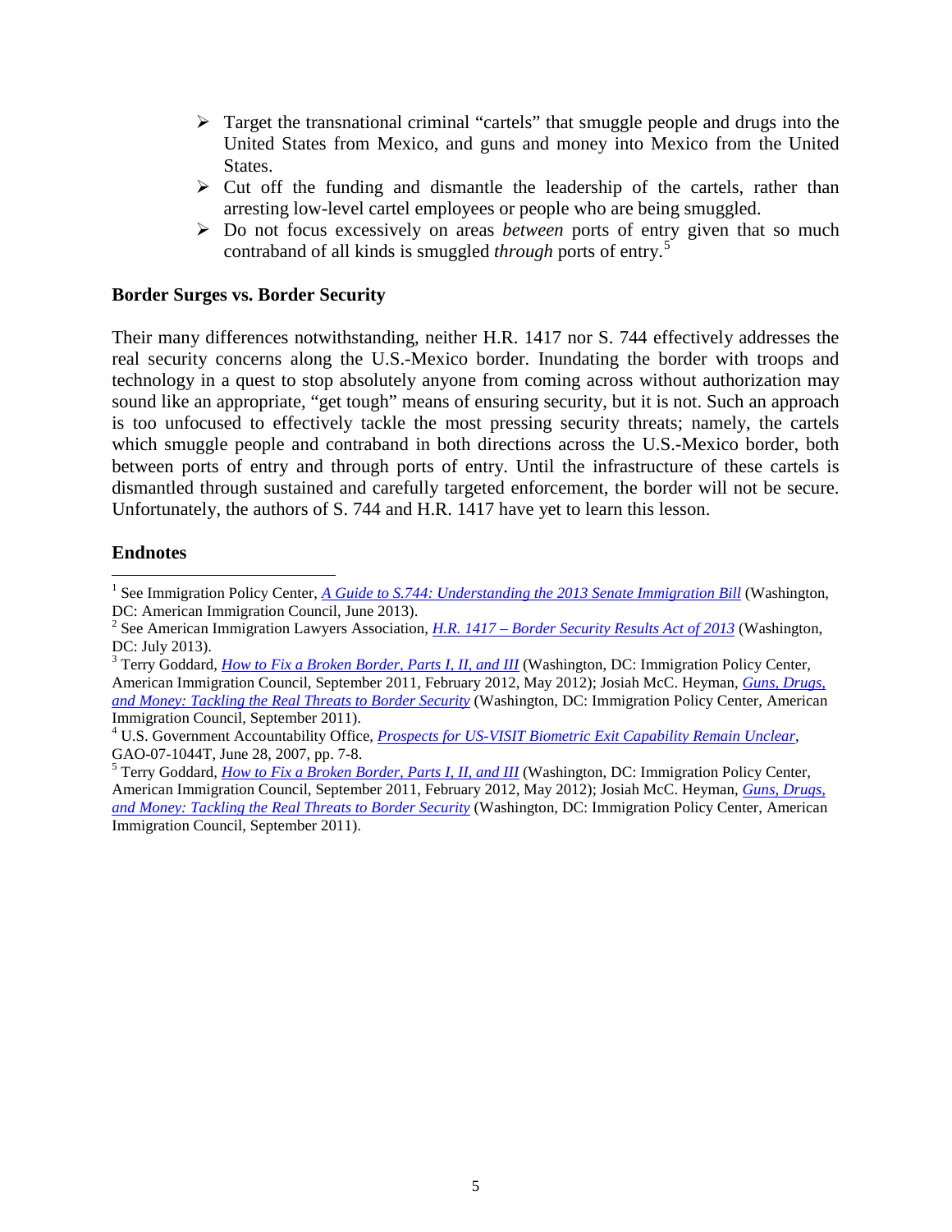- Target the transnational criminal "cartels" that smuggle people and drugs into the United States from Mexico, and guns and money into Mexico from the United States.
- Cut off the funding and dismantle the leadership of the cartels, rather than arresting low-level cartel employees or people who are being smuggled.
- Do not focus excessively on areas *between* ports of entry given that so much contraband of all kinds is smuggled *through* ports of entry.[5]

**Border Surges vs. Border Security**

Their many differences notwithstanding, neither H.R. 1417 nor S. 744 effectively addresses the real security concerns along the U.S.-Mexico border. Inundating the border with troops and technology in a quest to stop absolutely anyone from coming across without authorization may sound like an appropriate, "get tough" means of ensuring security, but it is not. Such an approach is too unfocused to effectively tackle the most pressing security threats; namely, the cartels which smuggle people and contraband in both directions across the U.S.-Mexico border, both between ports of entry and through ports of entry. Until the infrastructure of these cartels is dismantled through sustained and carefully targeted enforcement, the border will not be secure. Unfortunately, the authors of S. 744 and H.R. 1417 have yet to learn this lesson.

**Endnotes**

[1] See Immigration Policy Center, *A Guide to S.744: Understanding the 2013 Senate Immigration Bill* (Washington, DC: American Immigration Council, June 2013).

[2] See American Immigration Lawyers Association, *H.R. 1417 – Border Security Results Act of 2013* (Washington, DC: July 2013).

[3] Terry Goddard, *How to Fix a Broken Border, Parts I, II, and III* (Washington, DC: Immigration Policy Center, American Immigration Council, September 2011, February 2012, May 2012); Josiah McC. Heyman, *Guns, Drugs, and Money: Tackling the Real Threats to Border Security* (Washington, DC: Immigration Policy Center, American Immigration Council, September 2011).

[4] U.S. Government Accountability Office, *Prospects for US-VISIT Biometric Exit Capability Remain Unclear*, GAO-07-1044T, June 28, 2007, pp. 7-8.

[5] Terry Goddard, *How to Fix a Broken Border, Parts I, II, and III* (Washington, DC: Immigration Policy Center, American Immigration Council, September 2011, February 2012, May 2012); Josiah McC. Heyman, *Guns, Drugs, and Money: Tackling the Real Threats to Border Security* (Washington, DC: Immigration Policy Center, American Immigration Council, September 2011).